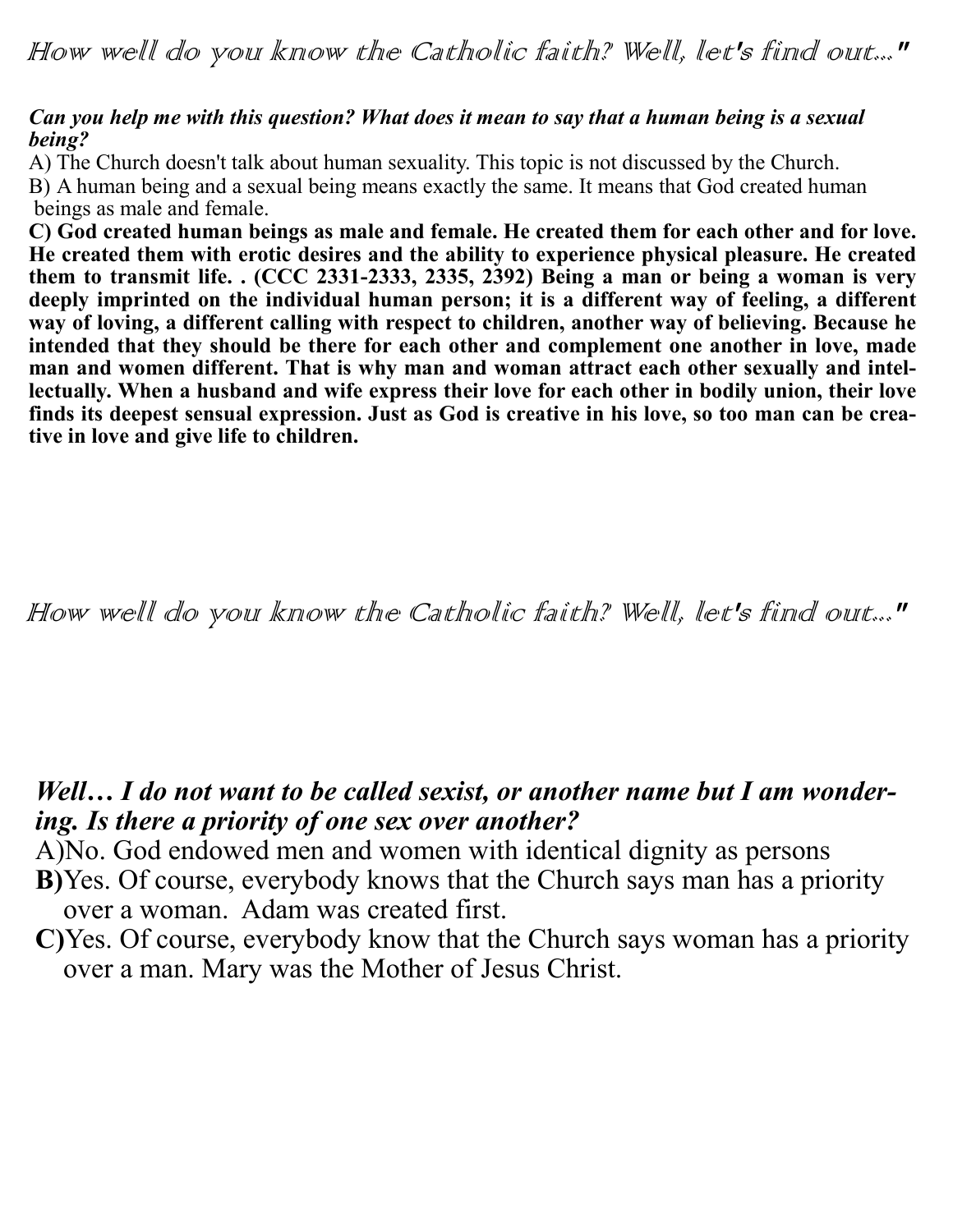# How well do you know the Catholic faith? Well, let's find out..."

***Can you help me with this question? What does it mean to say that a human being is a sexual being?***

A) The Church doesn't talk about human sexuality. This topic is not discussed by the Church.

B) A human being and a sexual being means exactly the same. It means that God created human beings as male and female.

**C) God created human beings as male and female. He created them for each other and for love. He created them with erotic desires and the ability to experience physical pleasure. He created them to transmit life. . (CCC 2331-2333, 2335, 2392) Being a man or being a woman is very deeply imprinted on the individual human person; it is a different way of feeling, a different way of loving, a different calling with respect to children, another way of believing. Because he intended that they should be there for each other and complement one another in love, made man and women different. That is why man and woman attract each other sexually and intellectually. When a husband and wife express their love for each other in bodily union, their love finds its deepest sensual expression. Just as God is creative in his love, so too man can be creative in love and give life to children.**

# How well do you know the Catholic faith? Well, let's find out..."

***Well… I do not want to be called sexist, or another name but I am wondering. Is there a priority of one sex over another?***

A)No. God endowed men and women with identical dignity as persons

**B)**Yes. Of course, everybody knows that the Church says man has a priority over a woman. Adam was created first.

**C)**Yes. Of course, everybody know that the Church says woman has a priority over a man. Mary was the Mother of Jesus Christ.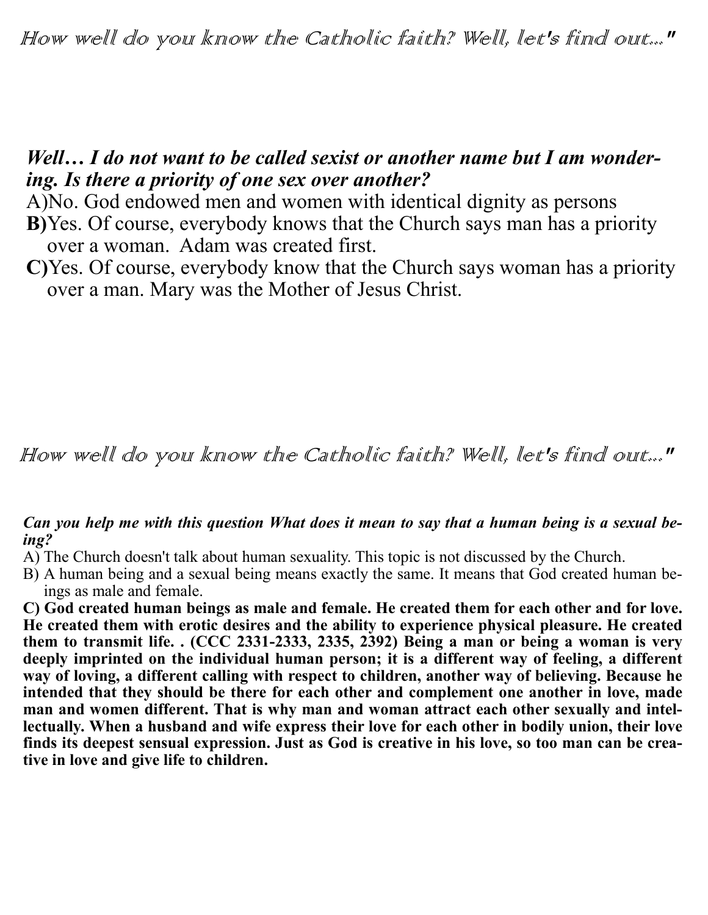*How well do you know the Catholic faith? Well, let's find out..."*

***Well… I do not want to be called sexist or another name but I am wondering. Is there a priority of one sex over another?***

A)No. God endowed men and women with identical dignity as persons

**B)**Yes. Of course, everybody knows that the Church says man has a priority over a woman. Adam was created first.

**C)**Yes. Of course, everybody know that the Church says woman has a priority over a man. Mary was the Mother of Jesus Christ.

*How well do you know the Catholic faith? Well, let's find out..."*

***Can you help me with this question What does it mean to say that a human being is a sexual being?***

A) The Church doesn't talk about human sexuality. This topic is not discussed by the Church.

B) A human being and a sexual being means exactly the same. It means that God created human beings as male and female.

**C) God created human beings as male and female. He created them for each other and for love. He created them with erotic desires and the ability to experience physical pleasure. He created them to transmit life. . (CCC 2331-2333, 2335, 2392) Being a man or being a woman is very deeply imprinted on the individual human person; it is a different way of feeling, a different way of loving, a different calling with respect to children, another way of believing. Because he intended that they should be there for each other and complement one another in love, made man and women different. That is why man and woman attract each other sexually and intellectually. When a husband and wife express their love for each other in bodily union, their love finds its deepest sensual expression. Just as God is creative in his love, so too man can be creative in love and give life to children.**